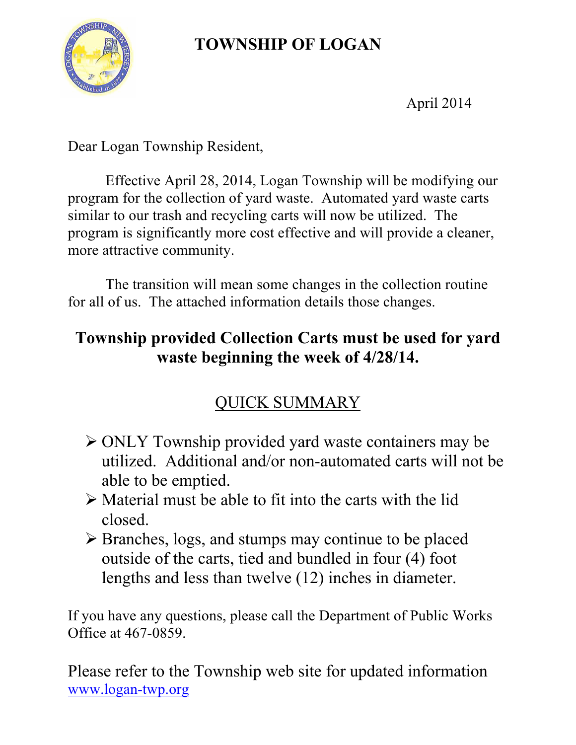# TOWNSHIP OF LOGAN

April 2014

Dear Logan Township Resident,

Effective April 28, 2014, Logan Township will be modifying our program for the collection of yard waste. Automated yard waste carts similar to our trash and recycling carts will now be utilized. The program is significantly more cost effective and will provide a cleaner, more attractive community.

The transition will mean some changes in the collection routine for all of us. The attached information details those changes.

**Township provided Collection Carts must be used for yard waste beginning the week of 4/28/14.**

## QUICK SUMMARY

- ONLY Township provided yard waste containers may be utilized. Additional and/or non-automated carts will not be able to be emptied.
- Material must be able to fit into the carts with the lid closed.
- Branches, logs, and stumps may continue to be placed outside of the carts, tied and bundled in four (4) foot lengths and less than twelve (12) inches in diameter.

If you have any questions, please call the Department of Public Works Office at 467-0859.

Please refer to the Township web site for updated information [www.logan-twp.org](http://www.logan-twp.org)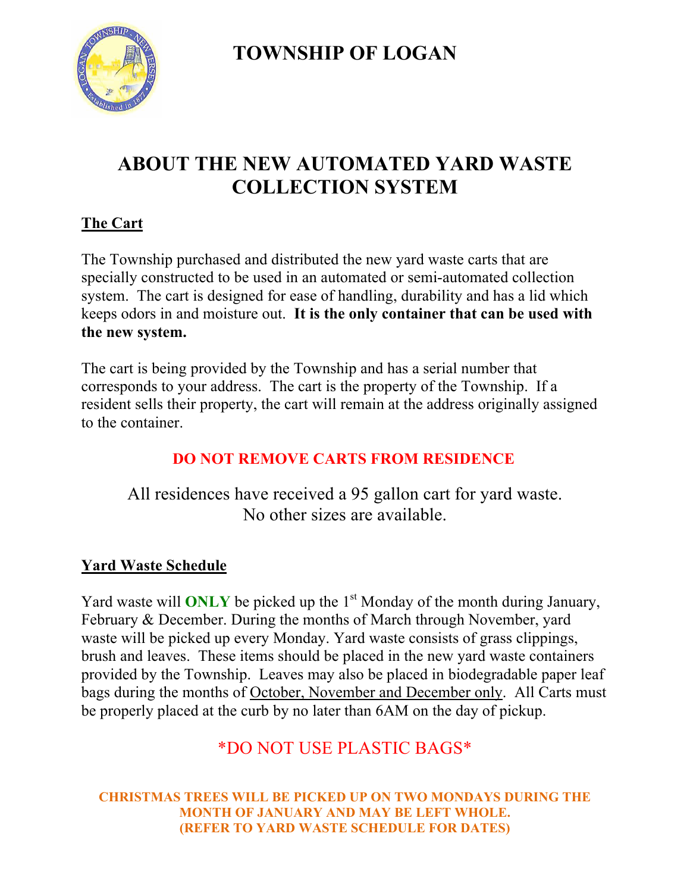# TOWNSHIP OF LOGAN

## ABOUT THE NEW AUTOMATED YARD WASTE COLLECTION SYSTEM

### The Cart

The Township purchased and distributed the new yard waste carts that are specially constructed to be used in an automated or semi-automated collection system. The cart is designed for ease of handling, durability and has a lid which keeps odors in and moisture out. **It is the only container that can be used with the new system.**

The cart is being provided by the Township and has a serial number that corresponds to your address. The cart is the property of the Township. If a resident sells their property, the cart will remain at the address originally assigned to the container.

**DO NOT REMOVE CARTS FROM RESIDENCE**

All residences have received a 95 gallon cart for yard waste.
No other sizes are available.

### Yard Waste Schedule

Yard waste will **ONLY** be picked up the 1st Monday of the month during January, February & December. During the months of March through November, yard waste will be picked up every Monday. Yard waste consists of grass clippings, brush and leaves. These items should be placed in the new yard waste containers provided by the Township. Leaves may also be placed in biodegradable paper leaf bags during the months of October, November and December only. All Carts must be properly placed at the curb by no later than 6AM on the day of pickup.

*DO NOT USE PLASTIC BAGS*

**CHRISTMAS TREES WILL BE PICKED UP ON TWO MONDAYS DURING THE MONTH OF JANUARY AND MAY BE LEFT WHOLE.
(REFER TO YARD WASTE SCHEDULE FOR DATES)**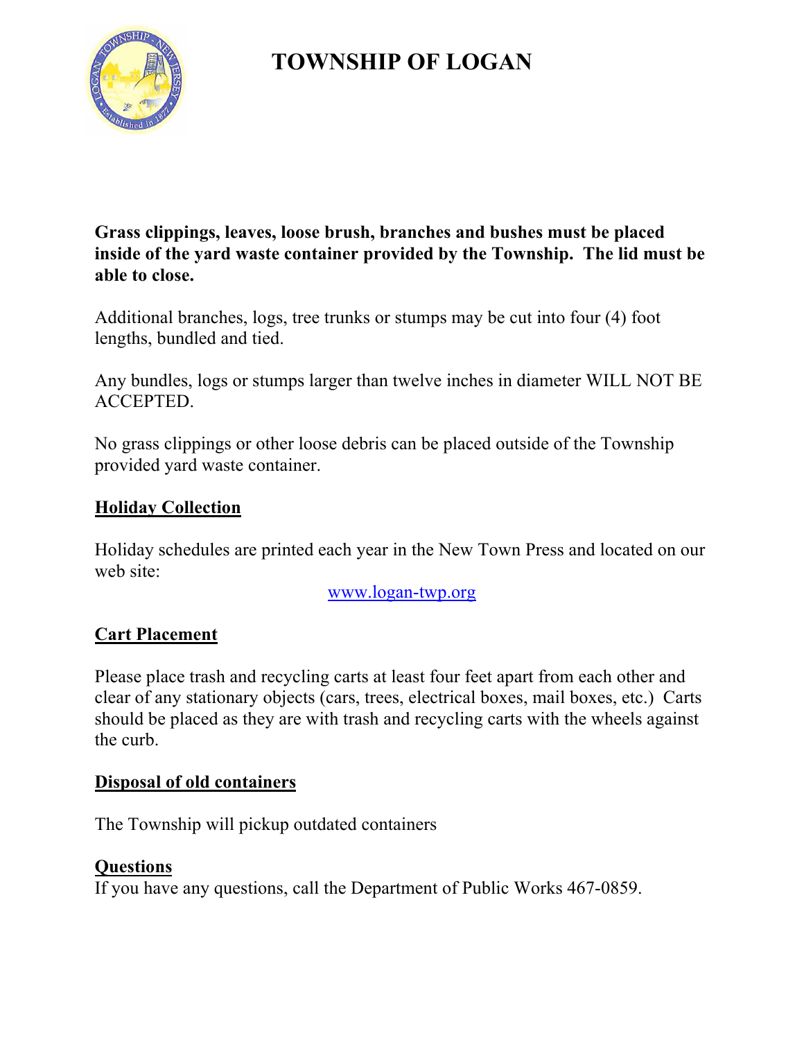# TOWNSHIP OF LOGAN

**Grass clippings, leaves, loose brush, branches and bushes must be placed inside of the yard waste container provided by the Township. The lid must be able to close.**

Additional branches, logs, tree trunks or stumps may be cut into four (4) foot lengths, bundled and tied.

Any bundles, logs or stumps larger than twelve inches in diameter WILL NOT BE ACCEPTED.

No grass clippings or other loose debris can be placed outside of the Township provided yard waste container.

## Holiday Collection

Holiday schedules are printed each year in the New Town Press and located on our web site:

www.logan-twp.org

## Cart Placement

Please place trash and recycling carts at least four feet apart from each other and clear of any stationary objects (cars, trees, electrical boxes, mail boxes, etc.) Carts should be placed as they are with trash and recycling carts with the wheels against the curb.

## Disposal of old containers

The Township will pickup outdated containers

## Questions

If you have any questions, call the Department of Public Works 467-0859.